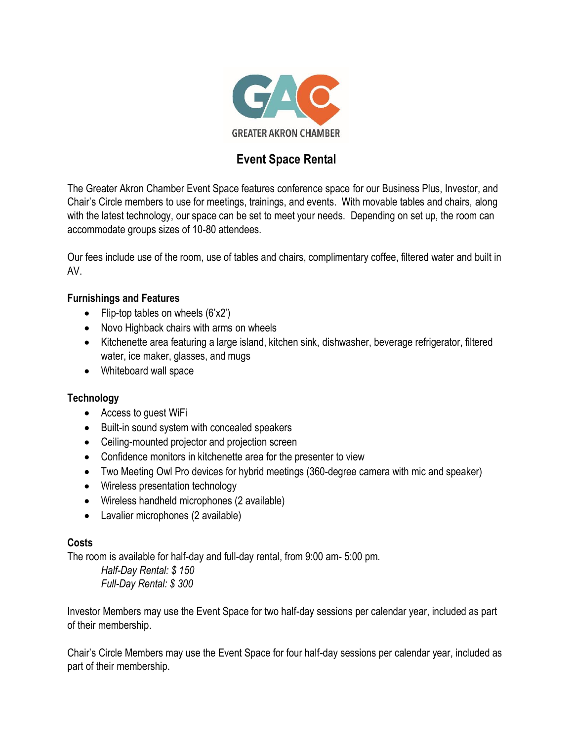GREATER AKRON CHAMBER

# Event Space Rental

The Greater Akron Chamber Event Space features conference space for our Business Plus, Investor, and Chair's Circle members to use for meetings, trainings, and events. With movable tables and chairs, along with the latest technology, our space can be set to meet your needs. Depending on set up, the room can accommodate groups sizes of 10-80 attendees.

Our fees include use of the room, use of tables and chairs, complimentary coffee, filtered water and built in AV.

**Furnishings and Features**

- Flip-top tables on wheels (6'x2')
- Novo Highback chairs with arms on wheels
- Kitchenette area featuring a large island, kitchen sink, dishwasher, beverage refrigerator, filtered water, ice maker, glasses, and mugs
- Whiteboard wall space

**Technology**

- Access to guest WiFi
- Built-in sound system with concealed speakers
- Ceiling-mounted projector and projection screen
- Confidence monitors in kitchenette area for the presenter to view
- Two Meeting Owl Pro devices for hybrid meetings (360-degree camera with mic and speaker)
- Wireless presentation technology
- Wireless handheld microphones (2 available)
- Lavalier microphones (2 available)

**Costs**

The room is available for half-day and full-day rental, from 9:00 am- 5:00 pm.

*Half-Day Rental: $ 150*
*Full-Day Rental: $ 300*

Investor Members may use the Event Space for two half-day sessions per calendar year, included as part of their membership.

Chair's Circle Members may use the Event Space for four half-day sessions per calendar year, included as part of their membership.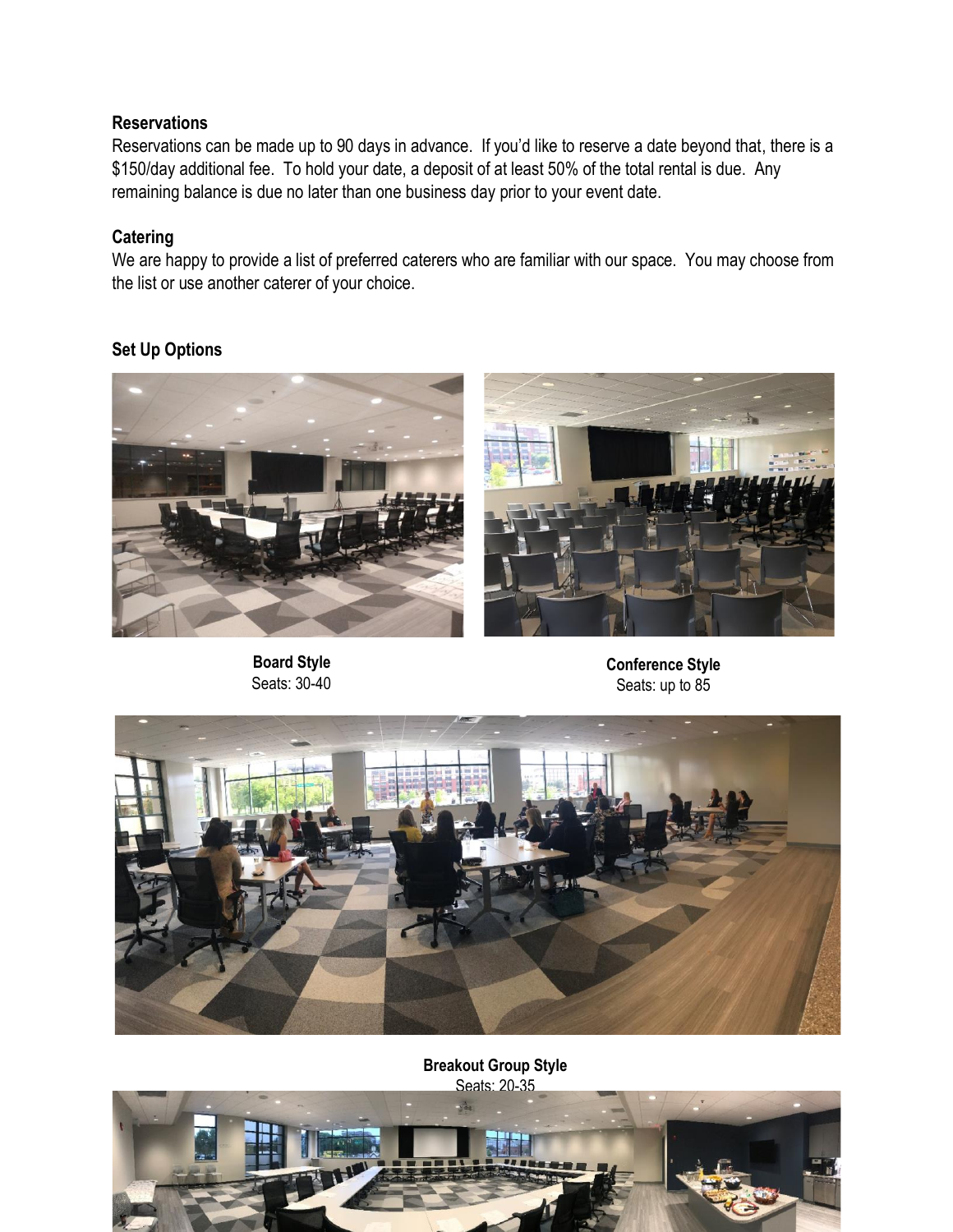**Reservations**

Reservations can be made up to 90 days in advance. If you'd like to reserve a date beyond that, there is a $150/day additional fee. To hold your date, a deposit of at least 50% of the total rental is due. Any remaining balance is due no later than one business day prior to your event date.

**Catering**

We are happy to provide a list of preferred caterers who are familiar with our space. You may choose from the list or use another caterer of your choice.

**Set Up Options**

**Board Style**
Seats: 30-40

**Conference Style**
Seats: up to 85

**Breakout Group Style**
Seats: 20-35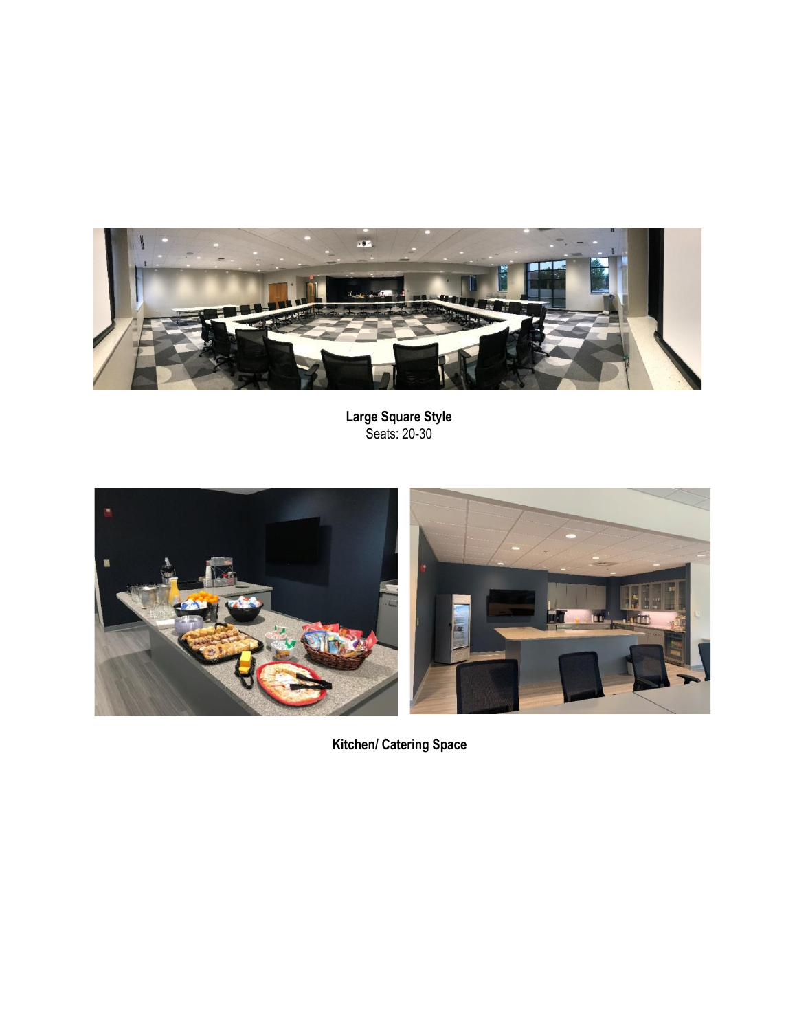**Large Square Style**
Seats: 20-30

**Kitchen/ Catering Space**